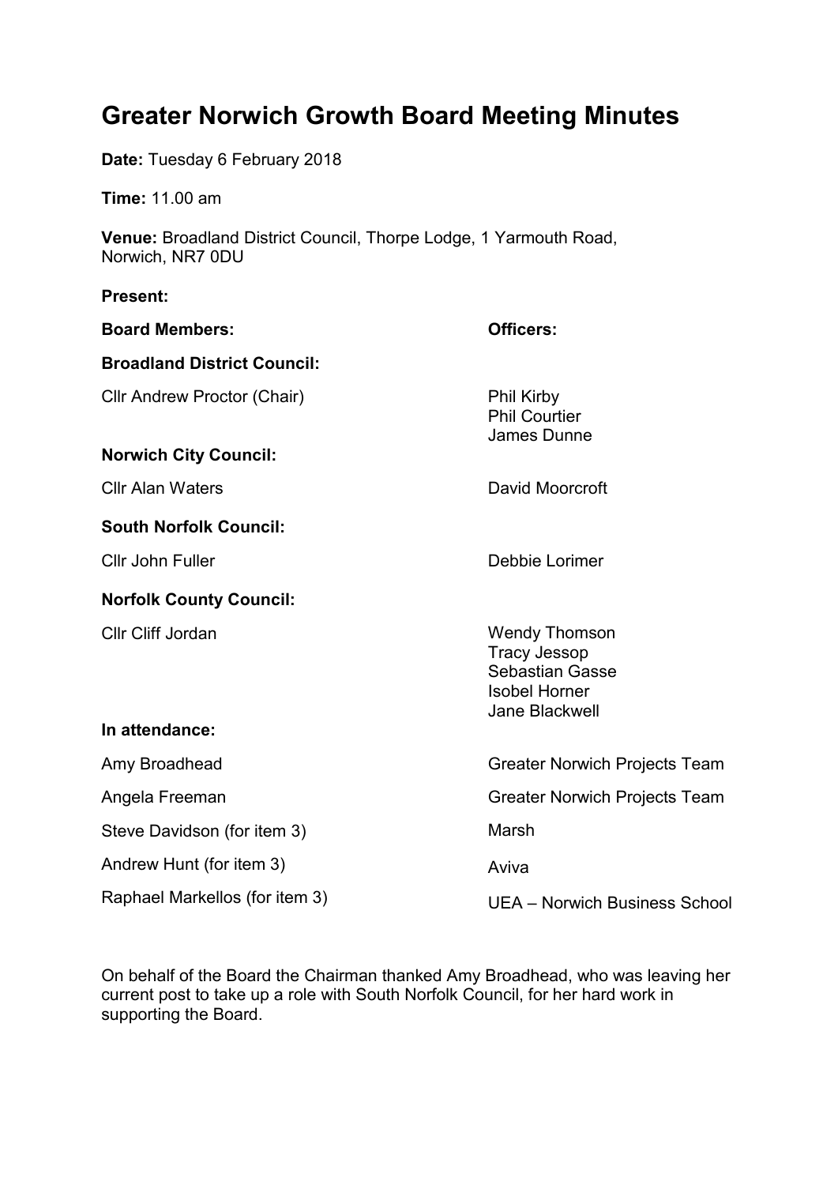# Greater Norwich Growth Board Meeting Minutes

**Date:** Tuesday 6 February 2018

**Time:** 11.00 am

**Venue:** Broadland District Council, Thorpe Lodge, 1 Yarmouth Road, Norwich, NR7 0DU

**Present:**

| **Board Members:** | **Officers:** |
|---|---|
| **Broadland District Council:** | |
| Cllr Andrew Proctor (Chair) | Phil Kirby<br>Phil Courtier<br>James Dunne |
| **Norwich City Council:** | |
| Cllr Alan Waters | David Moorcroft |
| **South Norfolk Council:** | |
| Cllr John Fuller | Debbie Lorimer |
| **Norfolk County Council:** | |
| Cllr Cliff Jordan | Wendy Thomson<br>Tracy Jessop<br>Sebastian Gasse<br>Isobel Horner<br>Jane Blackwell |
| **In attendance:** | |
| Amy Broadhead | Greater Norwich Projects Team |
| Angela Freeman | Greater Norwich Projects Team |
| Steve Davidson (for item 3) | Marsh |
| Andrew Hunt (for item 3) | Aviva |
| Raphael Markellos (for item 3) | UEA – Norwich Business School |

On behalf of the Board the Chairman thanked Amy Broadhead, who was leaving her current post to take up a role with South Norfolk Council, for her hard work in supporting the Board.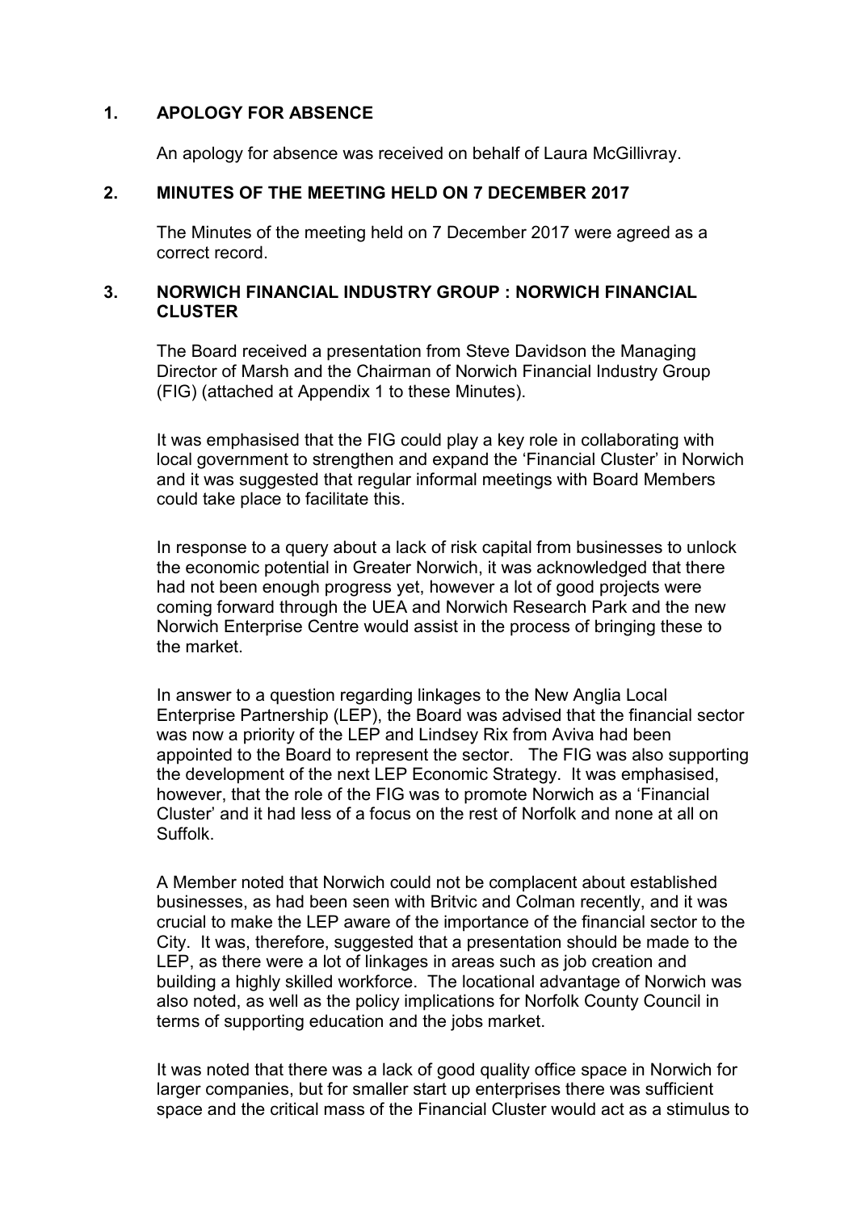## 1. APOLOGY FOR ABSENCE

An apology for absence was received on behalf of Laura McGillivray.

## 2. MINUTES OF THE MEETING HELD ON 7 DECEMBER 2017

The Minutes of the meeting held on 7 December 2017 were agreed as a correct record.

## 3. NORWICH FINANCIAL INDUSTRY GROUP : NORWICH FINANCIAL CLUSTER

The Board received a presentation from Steve Davidson the Managing Director of Marsh and the Chairman of Norwich Financial Industry Group (FIG) (attached at Appendix 1 to these Minutes).

It was emphasised that the FIG could play a key role in collaborating with local government to strengthen and expand the 'Financial Cluster' in Norwich and it was suggested that regular informal meetings with Board Members could take place to facilitate this.

In response to a query about a lack of risk capital from businesses to unlock the economic potential in Greater Norwich, it was acknowledged that there had not been enough progress yet, however a lot of good projects were coming forward through the UEA and Norwich Research Park and the new Norwich Enterprise Centre would assist in the process of bringing these to the market.

In answer to a question regarding linkages to the New Anglia Local Enterprise Partnership (LEP), the Board was advised that the financial sector was now a priority of the LEP and Lindsey Rix from Aviva had been appointed to the Board to represent the sector. The FIG was also supporting the development of the next LEP Economic Strategy. It was emphasised, however, that the role of the FIG was to promote Norwich as a 'Financial Cluster' and it had less of a focus on the rest of Norfolk and none at all on Suffolk.

A Member noted that Norwich could not be complacent about established businesses, as had been seen with Britvic and Colman recently, and it was crucial to make the LEP aware of the importance of the financial sector to the City. It was, therefore, suggested that a presentation should be made to the LEP, as there were a lot of linkages in areas such as job creation and building a highly skilled workforce. The locational advantage of Norwich was also noted, as well as the policy implications for Norfolk County Council in terms of supporting education and the jobs market.

It was noted that there was a lack of good quality office space in Norwich for larger companies, but for smaller start up enterprises there was sufficient space and the critical mass of the Financial Cluster would act as a stimulus to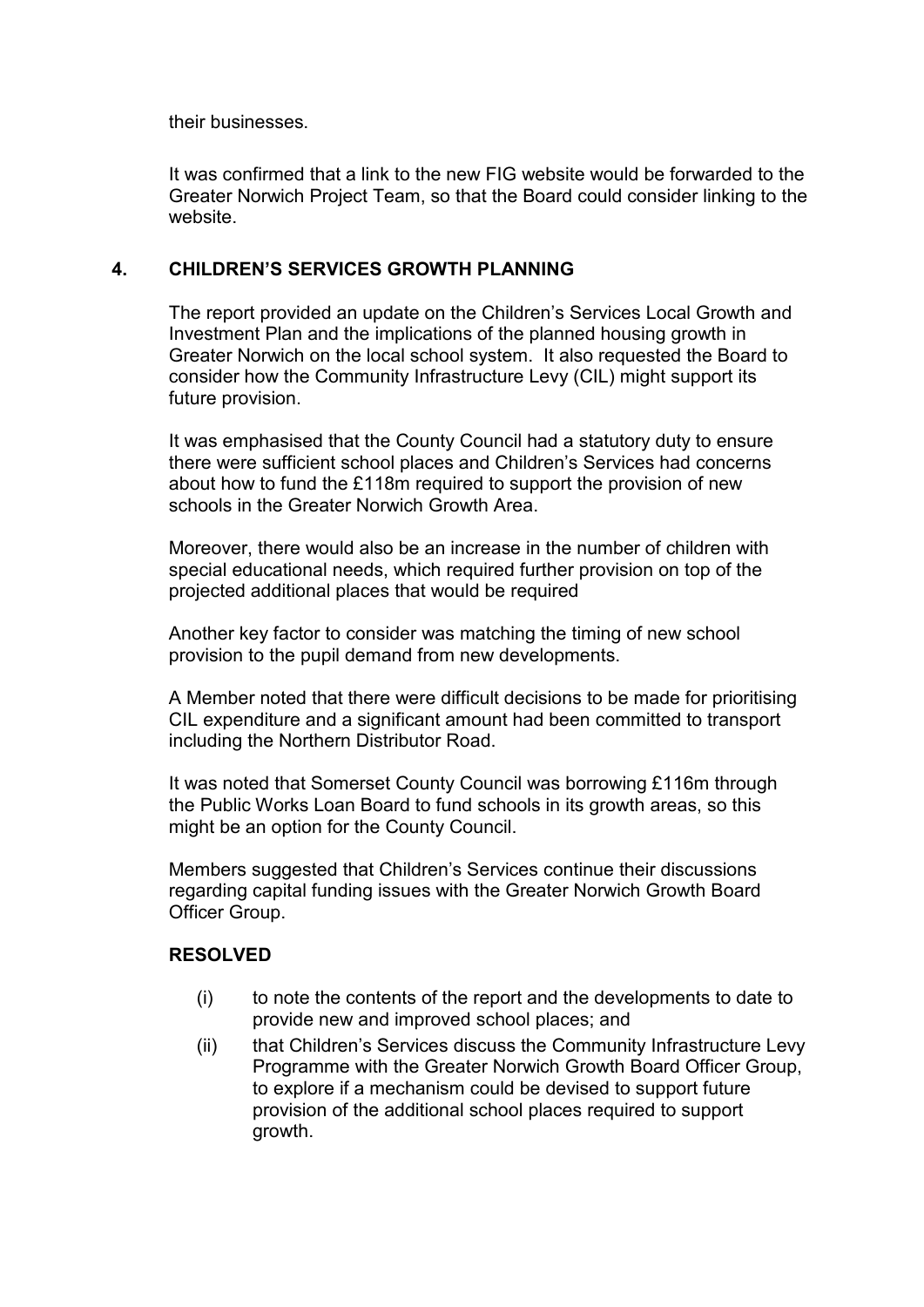their businesses.

It was confirmed that a link to the new FIG website would be forwarded to the Greater Norwich Project Team, so that the Board could consider linking to the website.

## 4. CHILDREN'S SERVICES GROWTH PLANNING

The report provided an update on the Children's Services Local Growth and Investment Plan and the implications of the planned housing growth in Greater Norwich on the local school system. It also requested the Board to consider how the Community Infrastructure Levy (CIL) might support its future provision.

It was emphasised that the County Council had a statutory duty to ensure there were sufficient school places and Children's Services had concerns about how to fund the £118m required to support the provision of new schools in the Greater Norwich Growth Area.

Moreover, there would also be an increase in the number of children with special educational needs, which required further provision on top of the projected additional places that would be required

Another key factor to consider was matching the timing of new school provision to the pupil demand from new developments.

A Member noted that there were difficult decisions to be made for prioritising CIL expenditure and a significant amount had been committed to transport including the Northern Distributor Road.

It was noted that Somerset County Council was borrowing £116m through the Public Works Loan Board to fund schools in its growth areas, so this might be an option for the County Council.

Members suggested that Children's Services continue their discussions regarding capital funding issues with the Greater Norwich Growth Board Officer Group.

**RESOLVED**

- (i) to note the contents of the report and the developments to date to provide new and improved school places; and
- (ii) that Children's Services discuss the Community Infrastructure Levy Programme with the Greater Norwich Growth Board Officer Group, to explore if a mechanism could be devised to support future provision of the additional school places required to support growth.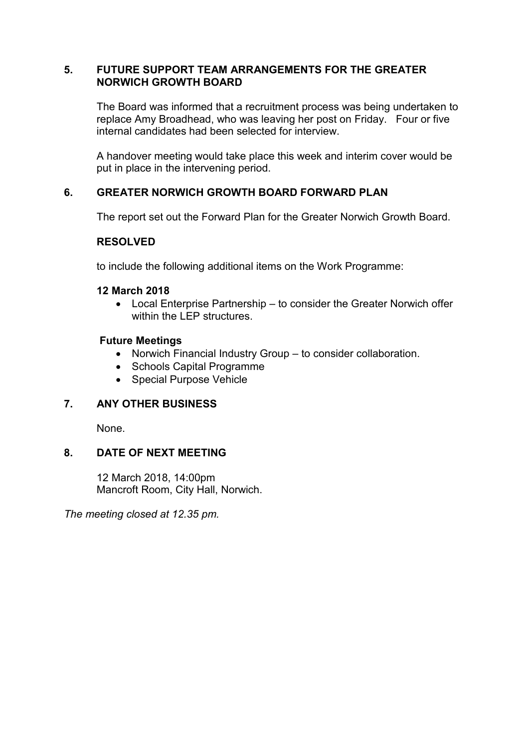## 5. FUTURE SUPPORT TEAM ARRANGEMENTS FOR THE GREATER NORWICH GROWTH BOARD

The Board was informed that a recruitment process was being undertaken to replace Amy Broadhead, who was leaving her post on Friday. Four or five internal candidates had been selected for interview.

A handover meeting would take place this week and interim cover would be put in place in the intervening period.

## 6. GREATER NORWICH GROWTH BOARD FORWARD PLAN

The report set out the Forward Plan for the Greater Norwich Growth Board.

**RESOLVED**

to include the following additional items on the Work Programme:

**12 March 2018**

- Local Enterprise Partnership – to consider the Greater Norwich offer within the LEP structures.

**Future Meetings**

- Norwich Financial Industry Group – to consider collaboration.
- Schools Capital Programme
- Special Purpose Vehicle

## 7. ANY OTHER BUSINESS

None.

## 8. DATE OF NEXT MEETING

12 March 2018, 14:00pm
Mancroft Room, City Hall, Norwich.

*The meeting closed at 12.35 pm.*